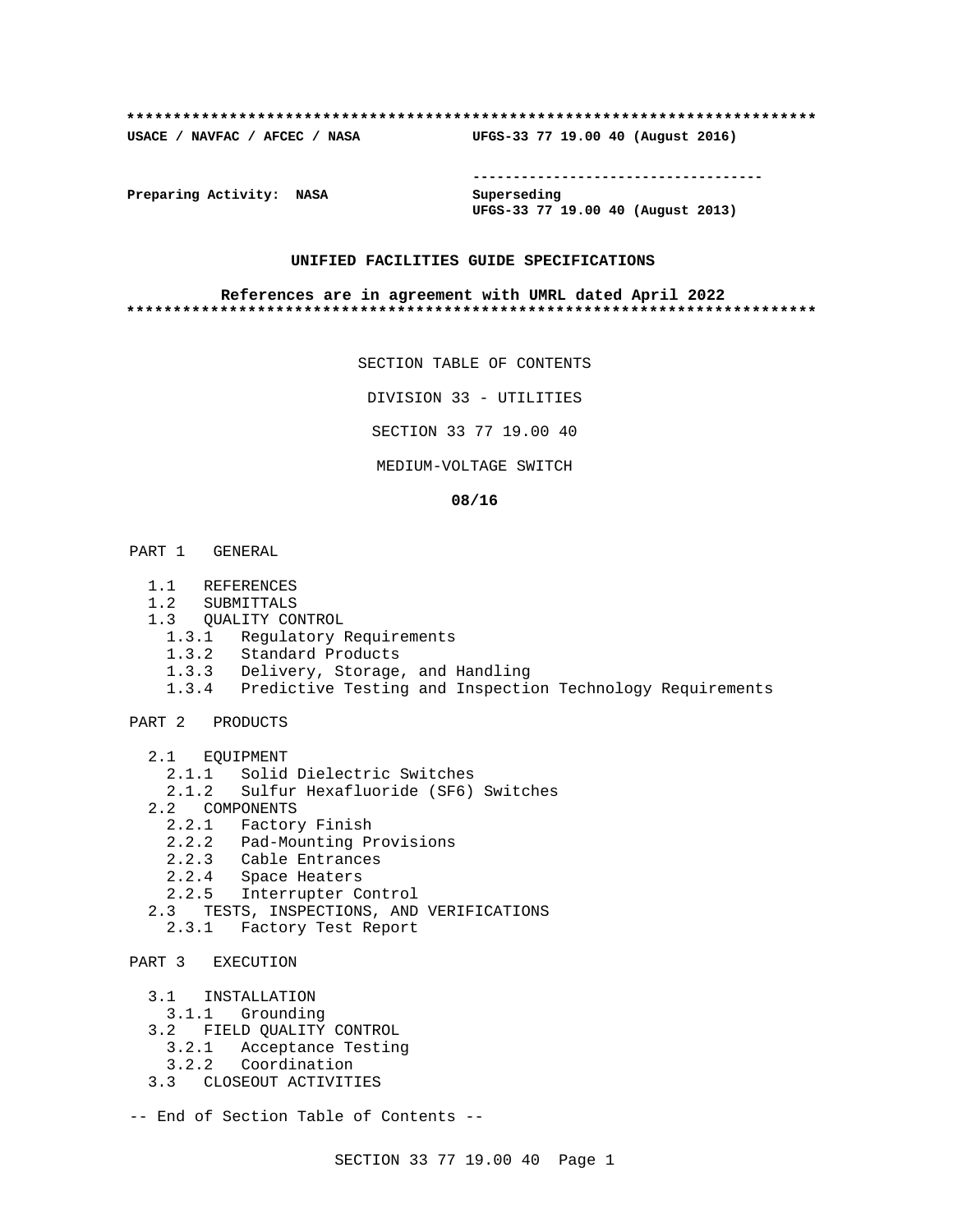**************************************************************************

**USACE / NAVFAC / AFCEC / NASA                UFGS-33 77 19.00 40 (August 2016)**

**Preparing Activity: NASA**

**Superseding**
**UFGS-33 77 19.00 40 (August 2013)**

**UNIFIED FACILITIES GUIDE SPECIFICATIONS**

**References are in agreement with UMRL dated April 2022**

**************************************************************************

SECTION TABLE OF CONTENTS

DIVISION 33 - UTILITIES

SECTION 33 77 19.00 40

MEDIUM-VOLTAGE SWITCH

**08/16**

PART 1 GENERAL

- 1.1 REFERENCES
- 1.2 SUBMITTALS
- 1.3 QUALITY CONTROL
  - 1.3.1 Regulatory Requirements
  - 1.3.2 Standard Products
  - 1.3.3 Delivery, Storage, and Handling
  - 1.3.4 Predictive Testing and Inspection Technology Requirements

PART 2 PRODUCTS

- 2.1 EQUIPMENT
  - 2.1.1 Solid Dielectric Switches
  - 2.1.2 Sulfur Hexafluoride (SF6) Switches
- 2.2 COMPONENTS
  - 2.2.1 Factory Finish
  - 2.2.2 Pad-Mounting Provisions
  - 2.2.3 Cable Entrances
  - 2.2.4 Space Heaters
  - 2.2.5 Interrupter Control
- 2.3 TESTS, INSPECTIONS, AND VERIFICATIONS
  - 2.3.1 Factory Test Report

PART 3 EXECUTION

- 3.1 INSTALLATION
  - 3.1.1 Grounding
- 3.2 FIELD QUALITY CONTROL
  - 3.2.1 Acceptance Testing
  - 3.2.2 Coordination
- 3.3 CLOSEOUT ACTIVITIES

-- End of Section Table of Contents --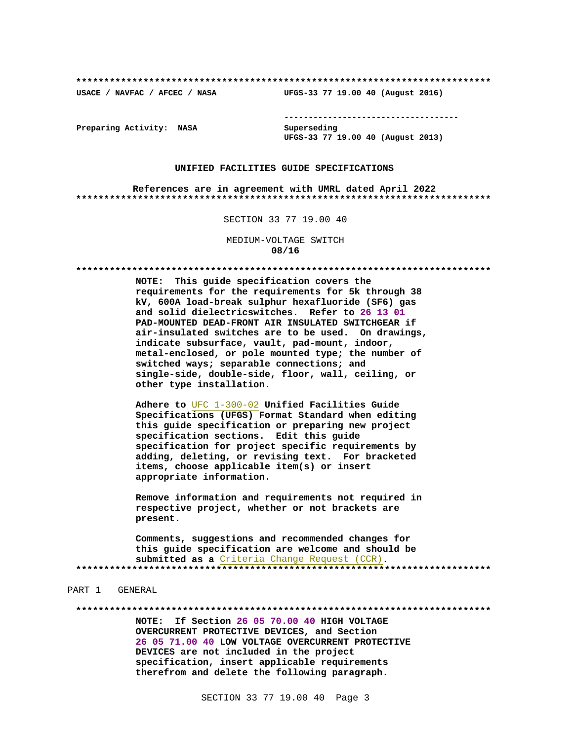**************************************************************************

USACE / NAVFAC / AFCEC / NASA                    UFGS-33 77 19.00 40 (August 2016)

                                                 -----------------------------------

Preparing Activity:  NASA                        Superseding
                                                 UFGS-33 77 19.00 40 (August 2013)

**UNIFIED FACILITIES GUIDE SPECIFICATIONS**

**References are in agreement with UMRL dated April 2022**

**************************************************************************

SECTION 33 77 19.00 40

MEDIUM-VOLTAGE SWITCH
**08/16**

**************************************************************************

**NOTE: This guide specification covers the requirements for the requirements for 5k through 38 kV, 600A load-break sulphur hexafluoride (SF6) gas and solid dielectricswitches. Refer to 26 13 01 PAD-MOUNTED DEAD-FRONT AIR INSULATED SWITCHGEAR if air-insulated switches are to be used. On drawings, indicate subsurface, vault, pad-mount, indoor, metal-enclosed, or pole mounted type; the number of switched ways; separable connections; and single-side, double-side, floor, wall, ceiling, or other type installation.**

**Adhere to UFC 1-300-02 Unified Facilities Guide Specifications (UFGS) Format Standard when editing this guide specification or preparing new project specification sections. Edit this guide specification for project specific requirements by adding, deleting, or revising text. For bracketed items, choose applicable item(s) or insert appropriate information.**

**Remove information and requirements not required in respective project, whether or not brackets are present.**

**Comments, suggestions and recommended changes for this guide specification are welcome and should be submitted as a Criteria Change Request (CCR).**

**************************************************************************

PART 1   GENERAL

**************************************************************************

**NOTE: If Section 26 05 70.00 40 HIGH VOLTAGE OVERCURRENT PROTECTIVE DEVICES, and Section 26 05 71.00 40 LOW VOLTAGE OVERCURRENT PROTECTIVE DEVICES are not included in the project specification, insert applicable requirements therefrom and delete the following paragraph.**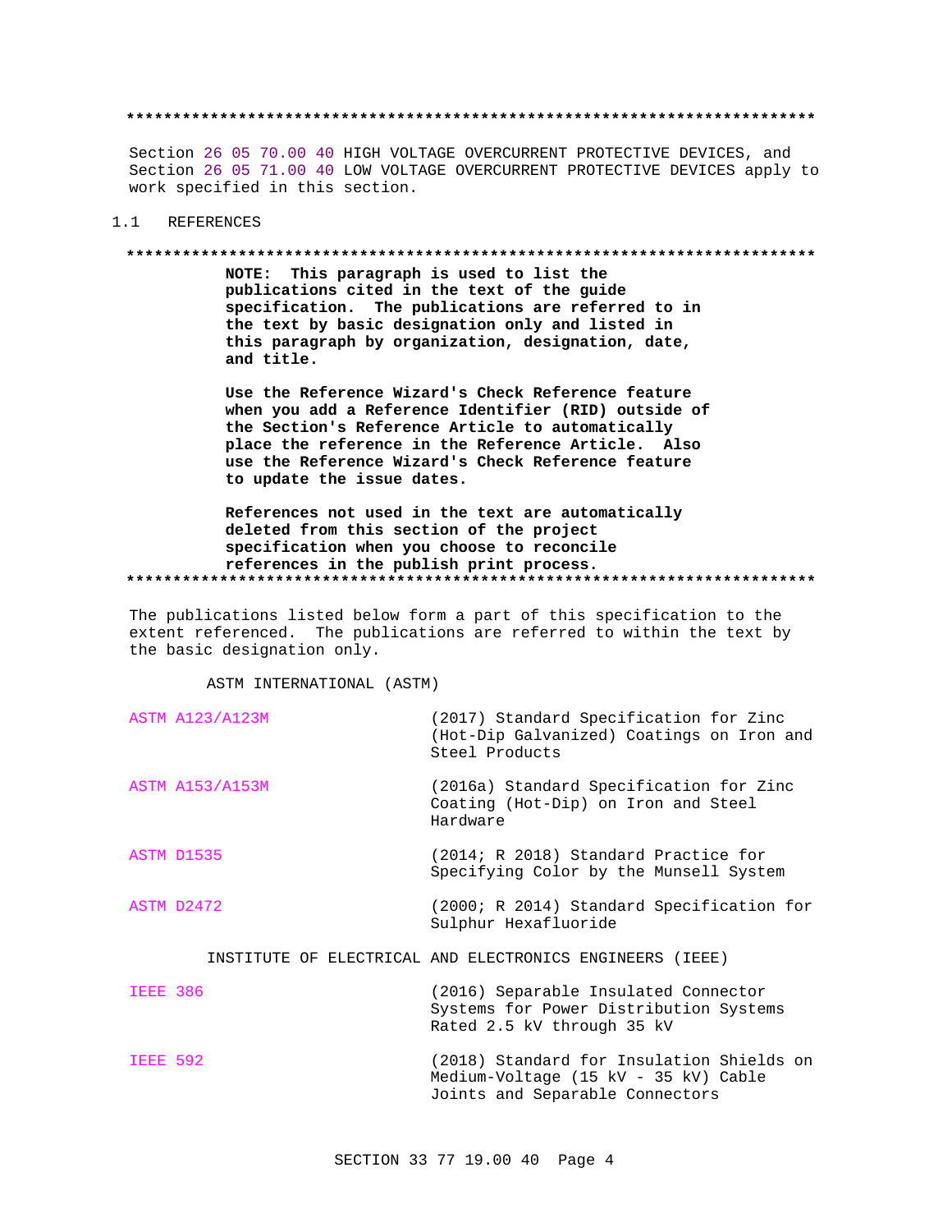**************************************************************************

Section 26 05 70.00 40 HIGH VOLTAGE OVERCURRENT PROTECTIVE DEVICES, and Section 26 05 71.00 40 LOW VOLTAGE OVERCURRENT PROTECTIVE DEVICES apply to work specified in this section.

## 1.1 REFERENCES

**************************************************************************

**NOTE: This paragraph is used to list the publications cited in the text of the guide specification. The publications are referred to in the text by basic designation only and listed in this paragraph by organization, designation, date, and title.**

**Use the Reference Wizard's Check Reference feature when you add a Reference Identifier (RID) outside of the Section's Reference Article to automatically place the reference in the Reference Article. Also use the Reference Wizard's Check Reference feature to update the issue dates.**

**References not used in the text are automatically deleted from this section of the project specification when you choose to reconcile references in the publish print process.**

**************************************************************************

The publications listed below form a part of this specification to the extent referenced. The publications are referred to within the text by the basic designation only.

ASTM INTERNATIONAL (ASTM)

ASTM A123/A123M (2017) Standard Specification for Zinc (Hot-Dip Galvanized) Coatings on Iron and Steel Products

ASTM A153/A153M (2016a) Standard Specification for Zinc Coating (Hot-Dip) on Iron and Steel Hardware

ASTM D1535 (2014; R 2018) Standard Practice for Specifying Color by the Munsell System

ASTM D2472 (2000; R 2014) Standard Specification for Sulphur Hexafluoride

INSTITUTE OF ELECTRICAL AND ELECTRONICS ENGINEERS (IEEE)

IEEE 386 (2016) Separable Insulated Connector Systems for Power Distribution Systems Rated 2.5 kV through 35 kV

IEEE 592 (2018) Standard for Insulation Shields on Medium-Voltage (15 kV - 35 kV) Cable Joints and Separable Connectors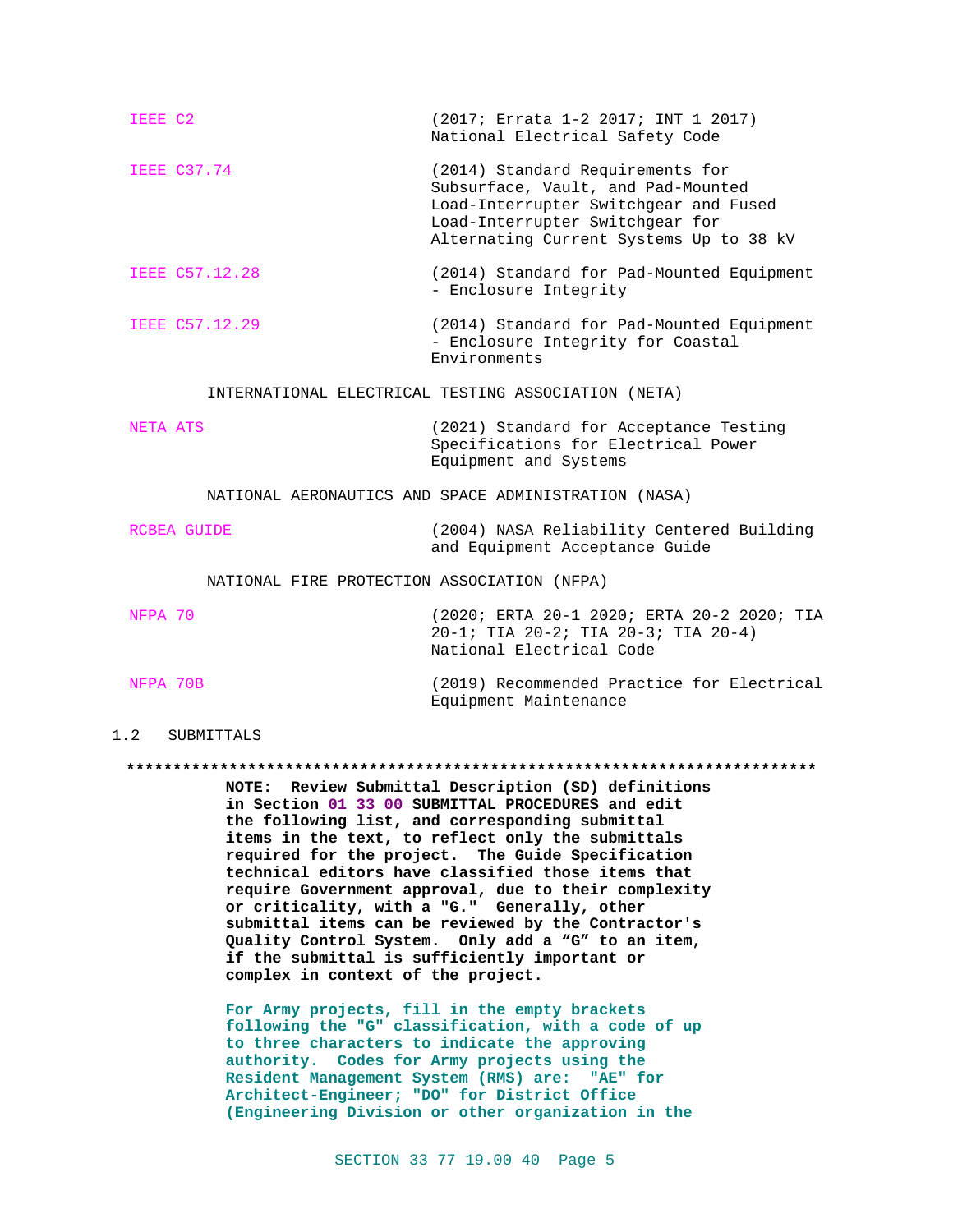IEEE C2 (2017; Errata 1-2 2017; INT 1 2017) National Electrical Safety Code

IEEE C37.74 (2014) Standard Requirements for Subsurface, Vault, and Pad-Mounted Load-Interrupter Switchgear and Fused Load-Interrupter Switchgear for Alternating Current Systems Up to 38 kV

IEEE C57.12.28 (2014) Standard for Pad-Mounted Equipment - Enclosure Integrity

IEEE C57.12.29 (2014) Standard for Pad-Mounted Equipment - Enclosure Integrity for Coastal Environments

INTERNATIONAL ELECTRICAL TESTING ASSOCIATION (NETA)

NETA ATS (2021) Standard for Acceptance Testing Specifications for Electrical Power Equipment and Systems

NATIONAL AERONAUTICS AND SPACE ADMINISTRATION (NASA)

RCBEA GUIDE (2004) NASA Reliability Centered Building and Equipment Acceptance Guide

NATIONAL FIRE PROTECTION ASSOCIATION (NFPA)

NFPA 70 (2020; ERTA 20-1 2020; ERTA 20-2 2020; TIA 20-1; TIA 20-2; TIA 20-3; TIA 20-4) National Electrical Code

NFPA 70B (2019) Recommended Practice for Electrical Equipment Maintenance

## 1.2 SUBMITTALS

**************************************************************************

**NOTE: Review Submittal Description (SD) definitions in Section 01 33 00 SUBMITTAL PROCEDURES and edit the following list, and corresponding submittal items in the text, to reflect only the submittals required for the project. The Guide Specification technical editors have classified those items that require Government approval, due to their complexity or criticality, with a "G." Generally, other submittal items can be reviewed by the Contractor's Quality Control System. Only add a "G" to an item, if the submittal is sufficiently important or complex in context of the project.**

**For Army projects, fill in the empty brackets following the "G" classification, with a code of up to three characters to indicate the approving authority. Codes for Army projects using the Resident Management System (RMS) are: "AE" for Architect-Engineer; "DO" for District Office (Engineering Division or other organization in the**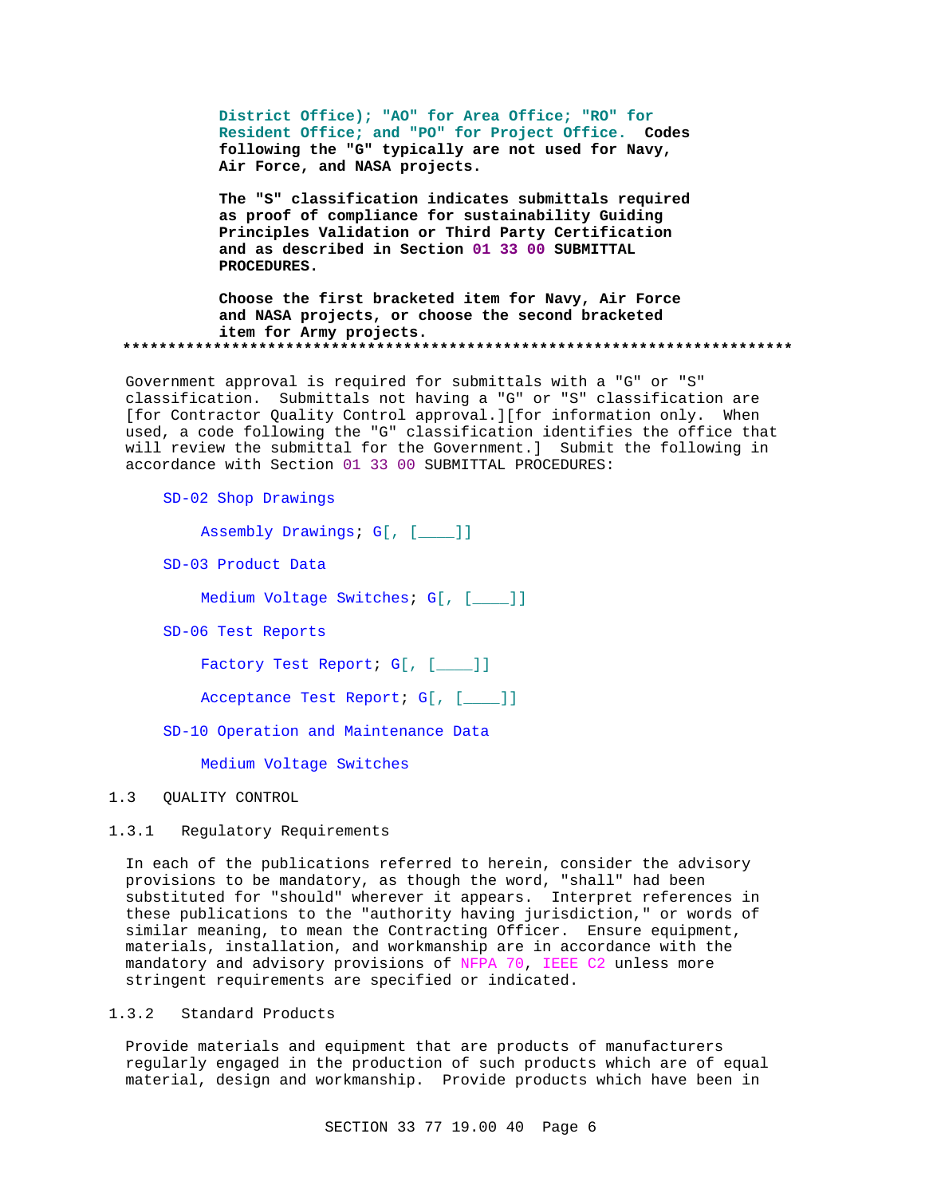District Office); "AO" for Area Office; "RO" for Resident Office; and "PO" for Project Office. Codes following the "G" typically are not used for Navy, Air Force, and NASA projects.

The "S" classification indicates submittals required as proof of compliance for sustainability Guiding Principles Validation or Third Party Certification and as described in Section 01 33 00 SUBMITTAL PROCEDURES.

Choose the first bracketed item for Navy, Air Force and NASA projects, or choose the second bracketed item for Army projects.
**************************************************************************

Government approval is required for submittals with a "G" or "S" classification. Submittals not having a "G" or "S" classification are [for Contractor Quality Control approval.][for information only. When used, a code following the "G" classification identifies the office that will review the submittal for the Government.] Submit the following in accordance with Section 01 33 00 SUBMITTAL PROCEDURES:

SD-02 Shop Drawings

Assembly Drawings; G[, [____]]

SD-03 Product Data

Medium Voltage Switches; G[, [____]]

SD-06 Test Reports

Factory Test Report; G[, [____]]

Acceptance Test Report; G[, [____]]

SD-10 Operation and Maintenance Data

Medium Voltage Switches

## 1.3 QUALITY CONTROL

### 1.3.1 Regulatory Requirements

In each of the publications referred to herein, consider the advisory provisions to be mandatory, as though the word, "shall" had been substituted for "should" wherever it appears. Interpret references in these publications to the "authority having jurisdiction," or words of similar meaning, to mean the Contracting Officer. Ensure equipment, materials, installation, and workmanship are in accordance with the mandatory and advisory provisions of NFPA 70, IEEE C2 unless more stringent requirements are specified or indicated.

### 1.3.2 Standard Products

Provide materials and equipment that are products of manufacturers regularly engaged in the production of such products which are of equal material, design and workmanship. Provide products which have been in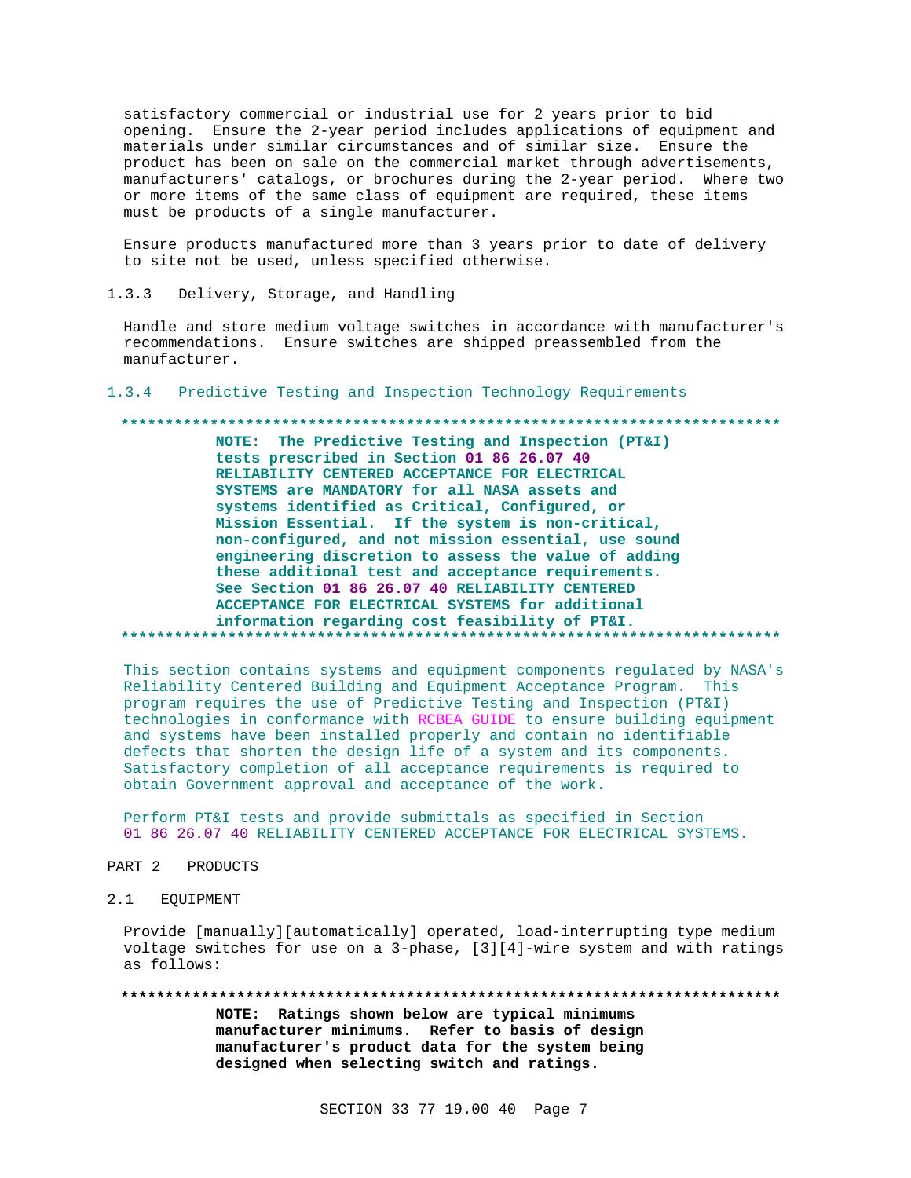satisfactory commercial or industrial use for 2 years prior to bid opening. Ensure the 2-year period includes applications of equipment and materials under similar circumstances and of similar size. Ensure the product has been on sale on the commercial market through advertisements, manufacturers' catalogs, or brochures during the 2-year period. Where two or more items of the same class of equipment are required, these items must be products of a single manufacturer.

Ensure products manufactured more than 3 years prior to date of delivery to site not be used, unless specified otherwise.

### 1.3.3 Delivery, Storage, and Handling

Handle and store medium voltage switches in accordance with manufacturer's recommendations. Ensure switches are shipped preassembled from the manufacturer.

### 1.3.4 Predictive Testing and Inspection Technology Requirements

**************************************************************************

**NOTE: The Predictive Testing and Inspection (PT&I) tests prescribed in Section 01 86 26.07 40 RELIABILITY CENTERED ACCEPTANCE FOR ELECTRICAL SYSTEMS are MANDATORY for all NASA assets and systems identified as Critical, Configured, or Mission Essential. If the system is non-critical, non-configured, and not mission essential, use sound engineering discretion to assess the value of adding these additional test and acceptance requirements. See Section 01 86 26.07 40 RELIABILITY CENTERED ACCEPTANCE FOR ELECTRICAL SYSTEMS for additional information regarding cost feasibility of PT&I.**

**************************************************************************

This section contains systems and equipment components regulated by NASA's Reliability Centered Building and Equipment Acceptance Program. This program requires the use of Predictive Testing and Inspection (PT&I) technologies in conformance with RCBEA GUIDE to ensure building equipment and systems have been installed properly and contain no identifiable defects that shorten the design life of a system and its components. Satisfactory completion of all acceptance requirements is required to obtain Government approval and acceptance of the work.

Perform PT&I tests and provide submittals as specified in Section 01 86 26.07 40 RELIABILITY CENTERED ACCEPTANCE FOR ELECTRICAL SYSTEMS.

## PART 2 PRODUCTS

### 2.1 EQUIPMENT

Provide [manually][automatically] operated, load-interrupting type medium voltage switches for use on a 3-phase, [3][4]-wire system and with ratings as follows:

**************************************************************************

**NOTE: Ratings shown below are typical minimums manufacturer minimums. Refer to basis of design manufacturer's product data for the system being designed when selecting switch and ratings.**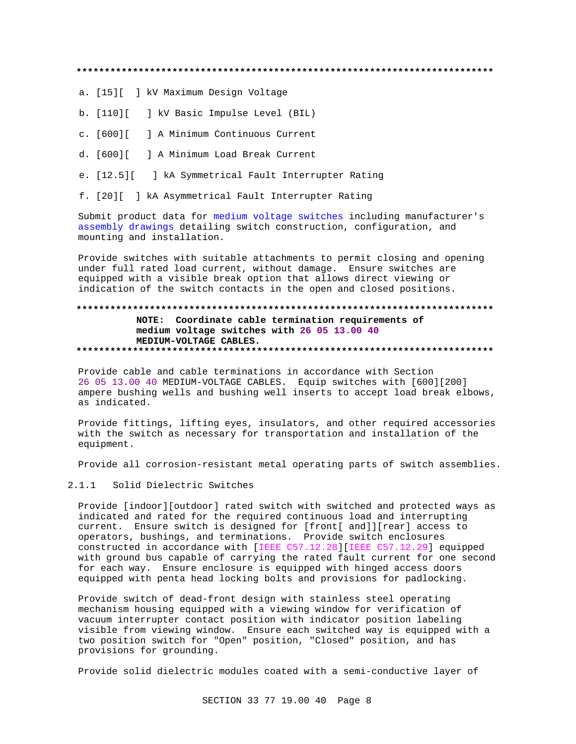**************************************************************************

a. [15][ ] kV Maximum Design Voltage

b. [110][ ] kV Basic Impulse Level (BIL)

c. [600][ ] A Minimum Continuous Current

d. [600][ ] A Minimum Load Break Current

e. [12.5][ ] kA Symmetrical Fault Interrupter Rating

f. [20][ ] kA Asymmetrical Fault Interrupter Rating

Submit product data for medium voltage switches including manufacturer's assembly drawings detailing switch construction, configuration, and mounting and installation.

Provide switches with suitable attachments to permit closing and opening under full rated load current, without damage. Ensure switches are equipped with a visible break option that allows direct viewing or indication of the switch contacts in the open and closed positions.

**************************************************************************

**NOTE: Coordinate cable termination requirements of medium voltage switches with 26 05 13.00 40 MEDIUM-VOLTAGE CABLES.**

**************************************************************************

Provide cable and cable terminations in accordance with Section 26 05 13.00 40 MEDIUM-VOLTAGE CABLES. Equip switches with [600][200] ampere bushing wells and bushing well inserts to accept load break elbows, as indicated.

Provide fittings, lifting eyes, insulators, and other required accessories with the switch as necessary for transportation and installation of the equipment.

Provide all corrosion-resistant metal operating parts of switch assemblies.

### 2.1.1 Solid Dielectric Switches

Provide [indoor][outdoor] rated switch with switched and protected ways as indicated and rated for the required continuous load and interrupting current. Ensure switch is designed for [front[ and]][rear] access to operators, bushings, and terminations. Provide switch enclosures constructed in accordance with [IEEE C57.12.28][IEEE C57.12.29] equipped with ground bus capable of carrying the rated fault current for one second for each way. Ensure enclosure is equipped with hinged access doors equipped with penta head locking bolts and provisions for padlocking.

Provide switch of dead-front design with stainless steel operating mechanism housing equipped with a viewing window for verification of vacuum interrupter contact position with indicator position labeling visible from viewing window. Ensure each switched way is equipped with a two position switch for "Open" position, "Closed" position, and has provisions for grounding.

Provide solid dielectric modules coated with a semi-conductive layer of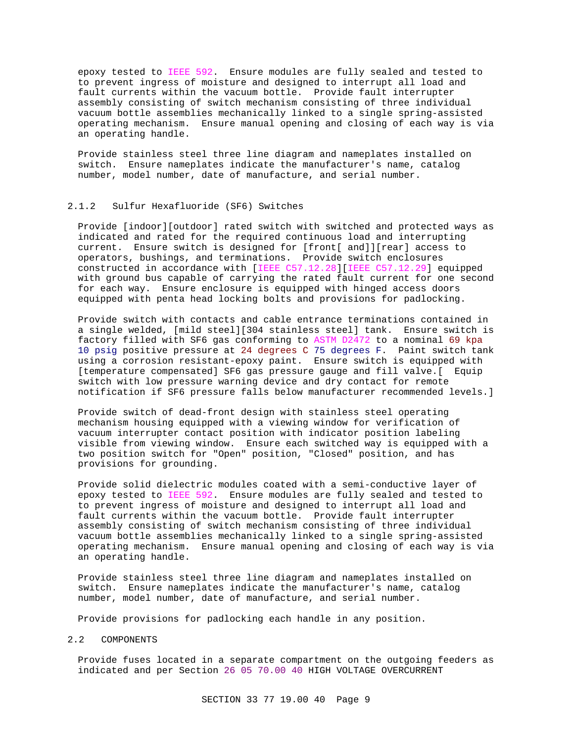epoxy tested to IEEE 592. Ensure modules are fully sealed and tested to to prevent ingress of moisture and designed to interrupt all load and fault currents within the vacuum bottle. Provide fault interrupter assembly consisting of switch mechanism consisting of three individual vacuum bottle assemblies mechanically linked to a single spring-assisted operating mechanism. Ensure manual opening and closing of each way is via an operating handle.

Provide stainless steel three line diagram and nameplates installed on switch. Ensure nameplates indicate the manufacturer's name, catalog number, model number, date of manufacture, and serial number.

### 2.1.2 Sulfur Hexafluoride (SF6) Switches

Provide [indoor][outdoor] rated switch with switched and protected ways as indicated and rated for the required continuous load and interrupting current. Ensure switch is designed for [front[ and]][rear] access to operators, bushings, and terminations. Provide switch enclosures constructed in accordance with [IEEE C57.12.28][IEEE C57.12.29] equipped with ground bus capable of carrying the rated fault current for one second for each way. Ensure enclosure is equipped with hinged access doors equipped with penta head locking bolts and provisions for padlocking.

Provide switch with contacts and cable entrance terminations contained in a single welded, [mild steel][304 stainless steel] tank. Ensure switch is factory filled with SF6 gas conforming to ASTM D2472 to a nominal 69 kpa 10 psig positive pressure at 24 degrees C 75 degrees F. Paint switch tank using a corrosion resistant-epoxy paint. Ensure switch is equipped with [temperature compensated] SF6 gas pressure gauge and fill valve.[ Equip switch with low pressure warning device and dry contact for remote notification if SF6 pressure falls below manufacturer recommended levels.]

Provide switch of dead-front design with stainless steel operating mechanism housing equipped with a viewing window for verification of vacuum interrupter contact position with indicator position labeling visible from viewing window. Ensure each switched way is equipped with a two position switch for "Open" position, "Closed" position, and has provisions for grounding.

Provide solid dielectric modules coated with a semi-conductive layer of epoxy tested to IEEE 592. Ensure modules are fully sealed and tested to to prevent ingress of moisture and designed to interrupt all load and fault currents within the vacuum bottle. Provide fault interrupter assembly consisting of switch mechanism consisting of three individual vacuum bottle assemblies mechanically linked to a single spring-assisted operating mechanism. Ensure manual opening and closing of each way is via an operating handle.

Provide stainless steel three line diagram and nameplates installed on switch. Ensure nameplates indicate the manufacturer's name, catalog number, model number, date of manufacture, and serial number.

Provide provisions for padlocking each handle in any position.

## 2.2 COMPONENTS

Provide fuses located in a separate compartment on the outgoing feeders as indicated and per Section 26 05 70.00 40 HIGH VOLTAGE OVERCURRENT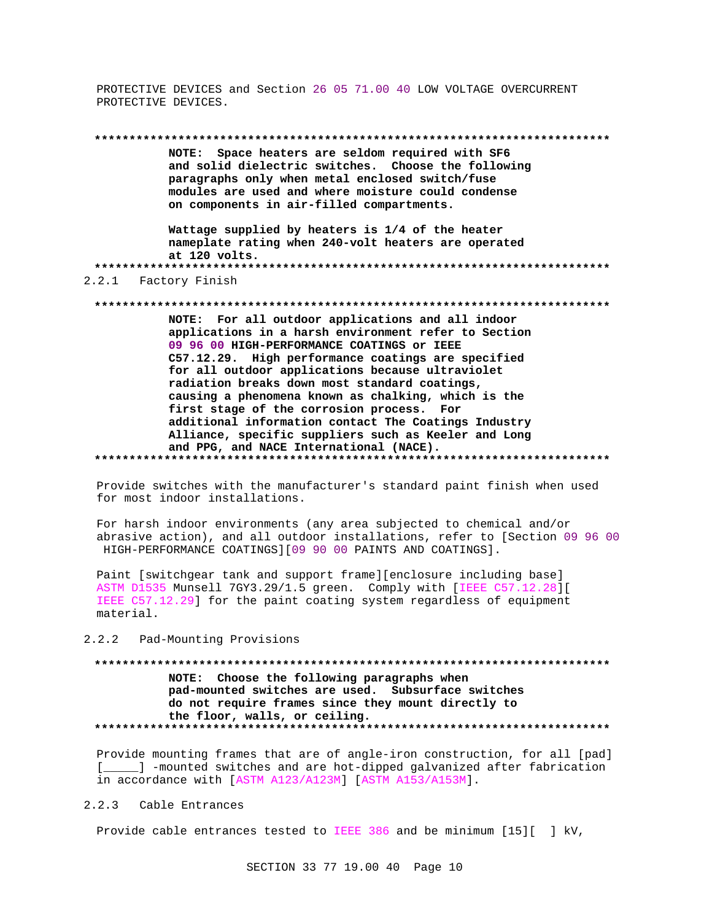PROTECTIVE DEVICES and Section 26 05 71.00 40 LOW VOLTAGE OVERCURRENT PROTECTIVE DEVICES.

**************************************************************************

**NOTE: Space heaters are seldom required with SF6 and solid dielectric switches. Choose the following paragraphs only when metal enclosed switch/fuse modules are used and where moisture could condense on components in air-filled compartments.**

**Wattage supplied by heaters is 1/4 of the heater nameplate rating when 240-volt heaters are operated at 120 volts.**

**************************************************************************

### 2.2.1 Factory Finish

**************************************************************************

**NOTE: For all outdoor applications and all indoor applications in a harsh environment refer to Section 09 96 00 HIGH-PERFORMANCE COATINGS or IEEE C57.12.29. High performance coatings are specified for all outdoor applications because ultraviolet radiation breaks down most standard coatings, causing a phenomena known as chalking, which is the first stage of the corrosion process. For additional information contact The Coatings Industry Alliance, specific suppliers such as Keeler and Long and PPG, and NACE International (NACE).**

**************************************************************************

Provide switches with the manufacturer's standard paint finish when used for most indoor installations.

For harsh indoor environments (any area subjected to chemical and/or abrasive action), and all outdoor installations, refer to [Section 09 96 00 HIGH-PERFORMANCE COATINGS][09 90 00 PAINTS AND COATINGS].

Paint [switchgear tank and support frame][enclosure including base] ASTM D1535 Munsell 7GY3.29/1.5 green. Comply with [IEEE C57.12.28][ IEEE C57.12.29] for the paint coating system regardless of equipment material.

### 2.2.2 Pad-Mounting Provisions

**************************************************************************

**NOTE: Choose the following paragraphs when pad-mounted switches are used. Subsurface switches do not require frames since they mount directly to the floor, walls, or ceiling.**

**************************************************************************

Provide mounting frames that are of angle-iron construction, for all [pad] [_____] -mounted switches and are hot-dipped galvanized after fabrication in accordance with [ASTM A123/A123M] [ASTM A153/A153M].

### 2.2.3 Cable Entrances

Provide cable entrances tested to IEEE 386 and be minimum [15][ ] kV,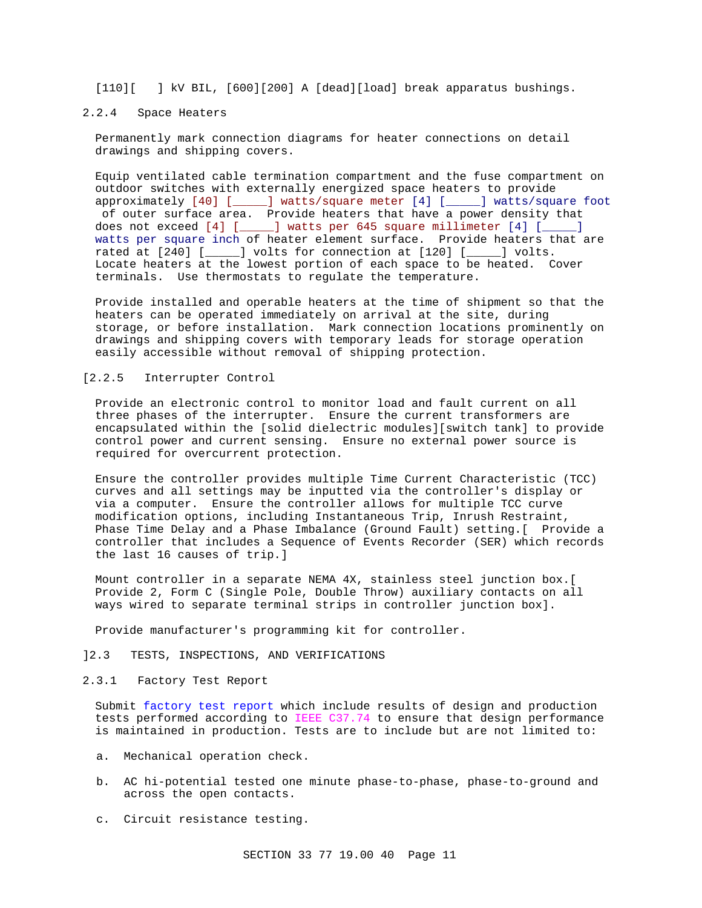[110][   ] kV BIL, [600][200] A [dead][load] break apparatus bushings.

### 2.2.4   Space Heaters

Permanently mark connection diagrams for heater connections on detail drawings and shipping covers.

Equip ventilated cable termination compartment and the fuse compartment on outdoor switches with externally energized space heaters to provide approximately [40] [_____] watts/square meter [4] [_____] watts/square foot of outer surface area.  Provide heaters that have a power density that does not exceed [4] [_____] watts per 645 square millimeter [4] [_____] watts per square inch of heater element surface.  Provide heaters that are rated at [240] [_____] volts for connection at [120] [_____] volts. Locate heaters at the lowest portion of each space to be heated.  Cover terminals.  Use thermostats to regulate the temperature.

Provide installed and operable heaters at the time of shipment so that the heaters can be operated immediately on arrival at the site, during storage, or before installation.  Mark connection locations prominently on drawings and shipping covers with temporary leads for storage operation easily accessible without removal of shipping protection.

### [2.2.5   Interrupter Control

Provide an electronic control to monitor load and fault current on all three phases of the interrupter.  Ensure the current transformers are encapsulated within the [solid dielectric modules][switch tank] to provide control power and current sensing.  Ensure no external power source is required for overcurrent protection.

Ensure the controller provides multiple Time Current Characteristic (TCC) curves and all settings may be inputted via the controller's display or via a computer.  Ensure the controller allows for multiple TCC curve modification options, including Instantaneous Trip, Inrush Restraint, Phase Time Delay and a Phase Imbalance (Ground Fault) setting.[  Provide a controller that includes a Sequence of Events Recorder (SER) which records the last 16 causes of trip.]

Mount controller in a separate NEMA 4X, stainless steel junction box.[ Provide 2, Form C (Single Pole, Double Throw) auxiliary contacts on all ways wired to separate terminal strips in controller junction box].

Provide manufacturer's programming kit for controller.

## ]2.3   TESTS, INSPECTIONS, AND VERIFICATIONS

### 2.3.1   Factory Test Report

Submit factory test report which include results of design and production tests performed according to IEEE C37.74 to ensure that design performance is maintained in production. Tests are to include but are not limited to:

a. Mechanical operation check.

b. AC hi-potential tested one minute phase-to-phase, phase-to-ground and across the open contacts.

c. Circuit resistance testing.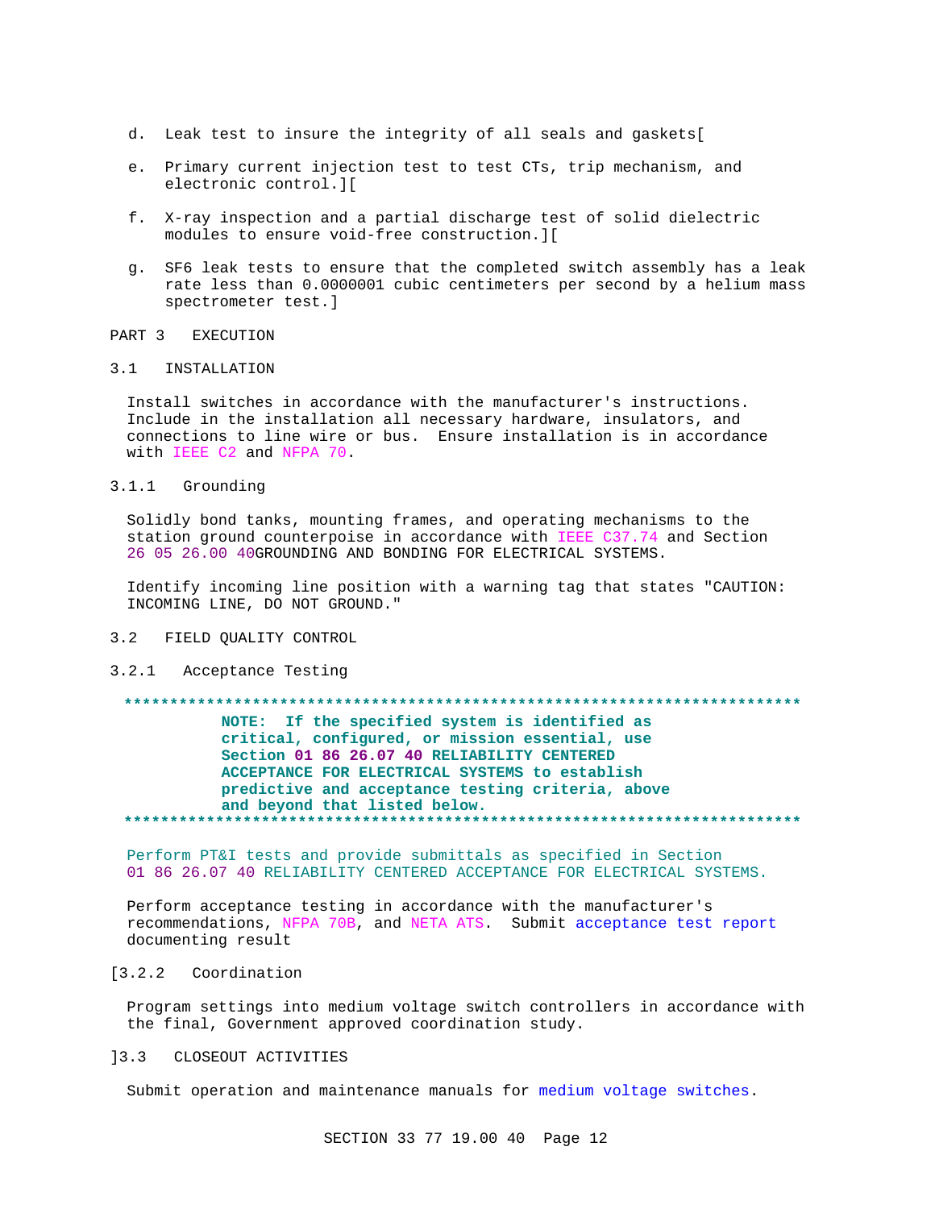d. Leak test to insure the integrity of all seals and gaskets[

e. Primary current injection test to test CTs, trip mechanism, and electronic control.][

f. X-ray inspection and a partial discharge test of solid dielectric modules to ensure void-free construction.][

g. SF6 leak tests to ensure that the completed switch assembly has a leak rate less than 0.0000001 cubic centimeters per second by a helium mass spectrometer test.]

# PART 3 EXECUTION

## 3.1 INSTALLATION

Install switches in accordance with the manufacturer's instructions. Include in the installation all necessary hardware, insulators, and connections to line wire or bus. Ensure installation is in accordance with IEEE C2 and NFPA 70.

### 3.1.1 Grounding

Solidly bond tanks, mounting frames, and operating mechanisms to the station ground counterpoise in accordance with IEEE C37.74 and Section 26 05 26.00 40GROUNDING AND BONDING FOR ELECTRICAL SYSTEMS.

Identify incoming line position with a warning tag that states "CAUTION: INCOMING LINE, DO NOT GROUND."

## 3.2 FIELD QUALITY CONTROL

### 3.2.1 Acceptance Testing

**************************************************************************
**NOTE: If the specified system is identified as critical, configured, or mission essential, use Section 01 86 26.07 40 RELIABILITY CENTERED ACCEPTANCE FOR ELECTRICAL SYSTEMS to establish predictive and acceptance testing criteria, above and beyond that listed below.**
**************************************************************************

Perform PT&I tests and provide submittals as specified in Section 01 86 26.07 40 RELIABILITY CENTERED ACCEPTANCE FOR ELECTRICAL SYSTEMS.

Perform acceptance testing in accordance with the manufacturer's recommendations, NFPA 70B, and NETA ATS. Submit acceptance test report documenting result

[3.2.2 Coordination

Program settings into medium voltage switch controllers in accordance with the final, Government approved coordination study.

]3.3 CLOSEOUT ACTIVITIES

Submit operation and maintenance manuals for medium voltage switches.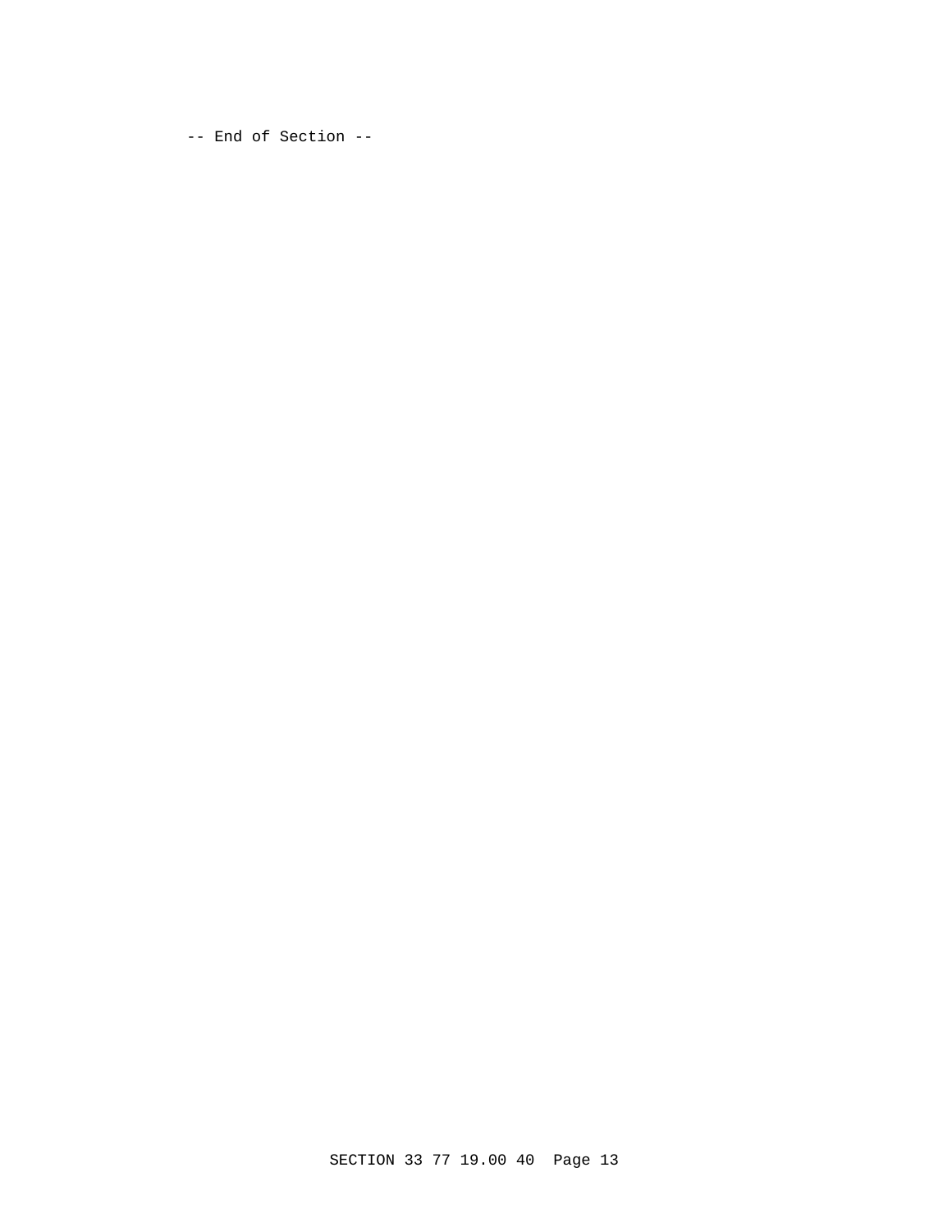-- End of Section --